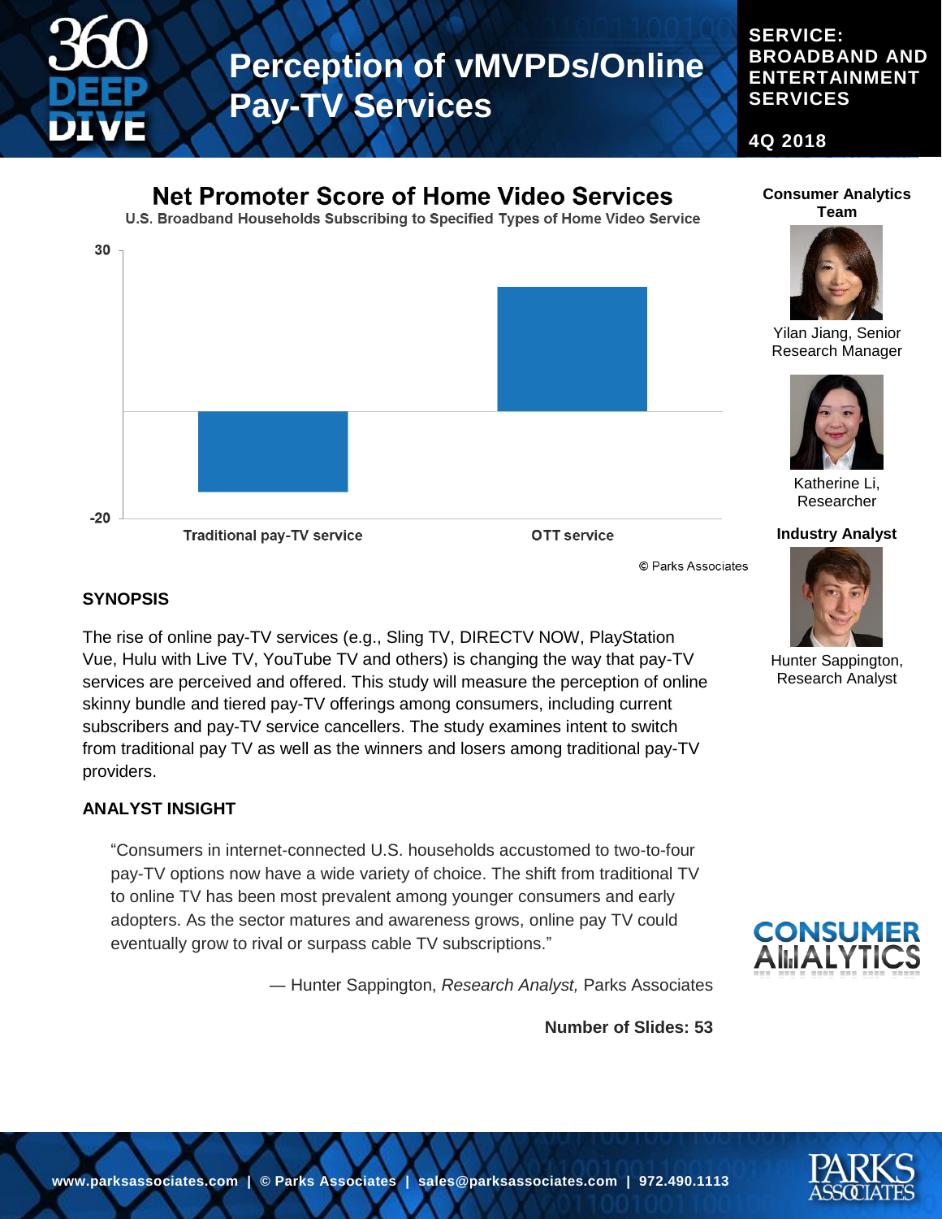# Perception of vMVPDs/Online Pay-TV Services

**SERVICE: BROADBAND AND ENTERTAINMENT SERVICES**

**4Q 2018**

## Net Promoter Score of Home Video Services

U.S. Broadband Households Subscribing to Specified Types of Home Video Service

30

-20

Traditional pay-TV service

OTT service

© Parks Associates

**Consumer Analytics Team**

Yilan Jiang, Senior Research Manager

Katherine Li, Researcher

**Industry Analyst**

Hunter Sappington, Research Analyst

### SYNOPSIS

The rise of online pay-TV services (e.g., Sling TV, DIRECTV NOW, PlayStation Vue, Hulu with Live TV, YouTube TV and others) is changing the way that pay-TV services are perceived and offered. This study will measure the perception of online skinny bundle and tiered pay-TV offerings among consumers, including current subscribers and pay-TV service cancellers. The study examines intent to switch from traditional pay TV as well as the winners and losers among traditional pay-TV providers.

### ANALYST INSIGHT

"Consumers in internet-connected U.S. households accustomed to two-to-four pay-TV options now have a wide variety of choice. The shift from traditional TV to online TV has been most prevalent among younger consumers and early adopters. As the sector matures and awareness grows, online pay TV could eventually grow to rival or surpass cable TV subscriptions."

— Hunter Sappington, *Research Analyst,* Parks Associates

**Number of Slides: 53**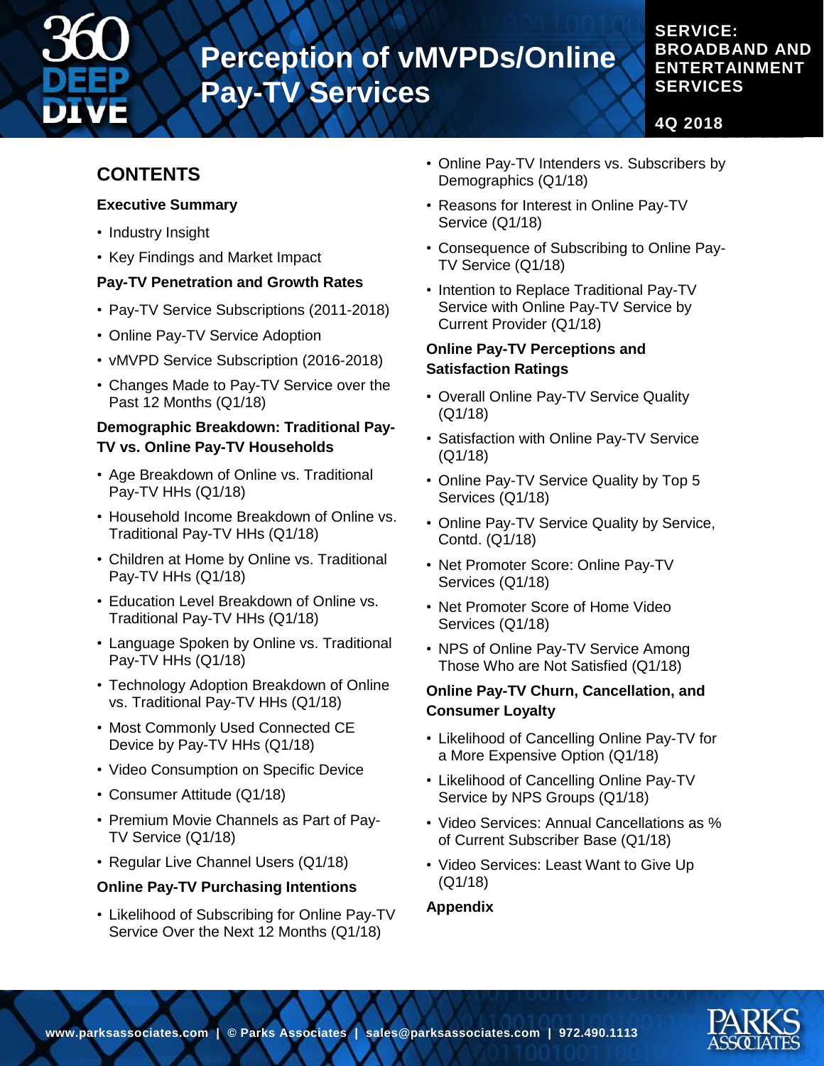# Perception of vMVPDs/Online Pay-TV Services

**SERVICE: BROADBAND AND ENTERTAINMENT SERVICES**

**4Q 2018**

## CONTENTS

**Executive Summary**

- Industry Insight
- Key Findings and Market Impact

**Pay-TV Penetration and Growth Rates**

- Pay-TV Service Subscriptions (2011-2018)
- Online Pay-TV Service Adoption
- vMVPD Service Subscription (2016-2018)
- Changes Made to Pay-TV Service over the Past 12 Months (Q1/18)

**Demographic Breakdown: Traditional Pay-TV vs. Online Pay-TV Households**

- Age Breakdown of Online vs. Traditional Pay-TV HHs (Q1/18)
- Household Income Breakdown of Online vs. Traditional Pay-TV HHs (Q1/18)
- Children at Home by Online vs. Traditional Pay-TV HHs (Q1/18)
- Education Level Breakdown of Online vs. Traditional Pay-TV HHs (Q1/18)
- Language Spoken by Online vs. Traditional Pay-TV HHs (Q1/18)
- Technology Adoption Breakdown of Online vs. Traditional Pay-TV HHs (Q1/18)
- Most Commonly Used Connected CE Device by Pay-TV HHs (Q1/18)
- Video Consumption on Specific Device
- Consumer Attitude (Q1/18)
- Premium Movie Channels as Part of Pay-TV Service (Q1/18)
- Regular Live Channel Users (Q1/18)

**Online Pay-TV Purchasing Intentions**

- Likelihood of Subscribing for Online Pay-TV Service Over the Next 12 Months (Q1/18)
- Online Pay-TV Intenders vs. Subscribers by Demographics (Q1/18)
- Reasons for Interest in Online Pay-TV Service (Q1/18)
- Consequence of Subscribing to Online Pay-TV Service (Q1/18)
- Intention to Replace Traditional Pay-TV Service with Online Pay-TV Service by Current Provider (Q1/18)

**Online Pay-TV Perceptions and Satisfaction Ratings**

- Overall Online Pay-TV Service Quality (Q1/18)
- Satisfaction with Online Pay-TV Service (Q1/18)
- Online Pay-TV Service Quality by Top 5 Services (Q1/18)
- Online Pay-TV Service Quality by Service, Contd. (Q1/18)
- Net Promoter Score: Online Pay-TV Services (Q1/18)
- Net Promoter Score of Home Video Services (Q1/18)
- NPS of Online Pay-TV Service Among Those Who are Not Satisfied (Q1/18)

**Online Pay-TV Churn, Cancellation, and Consumer Loyalty**

- Likelihood of Cancelling Online Pay-TV for a More Expensive Option (Q1/18)
- Likelihood of Cancelling Online Pay-TV Service by NPS Groups (Q1/18)
- Video Services: Annual Cancellations as % of Current Subscriber Base (Q1/18)
- Video Services: Least Want to Give Up (Q1/18)

**Appendix**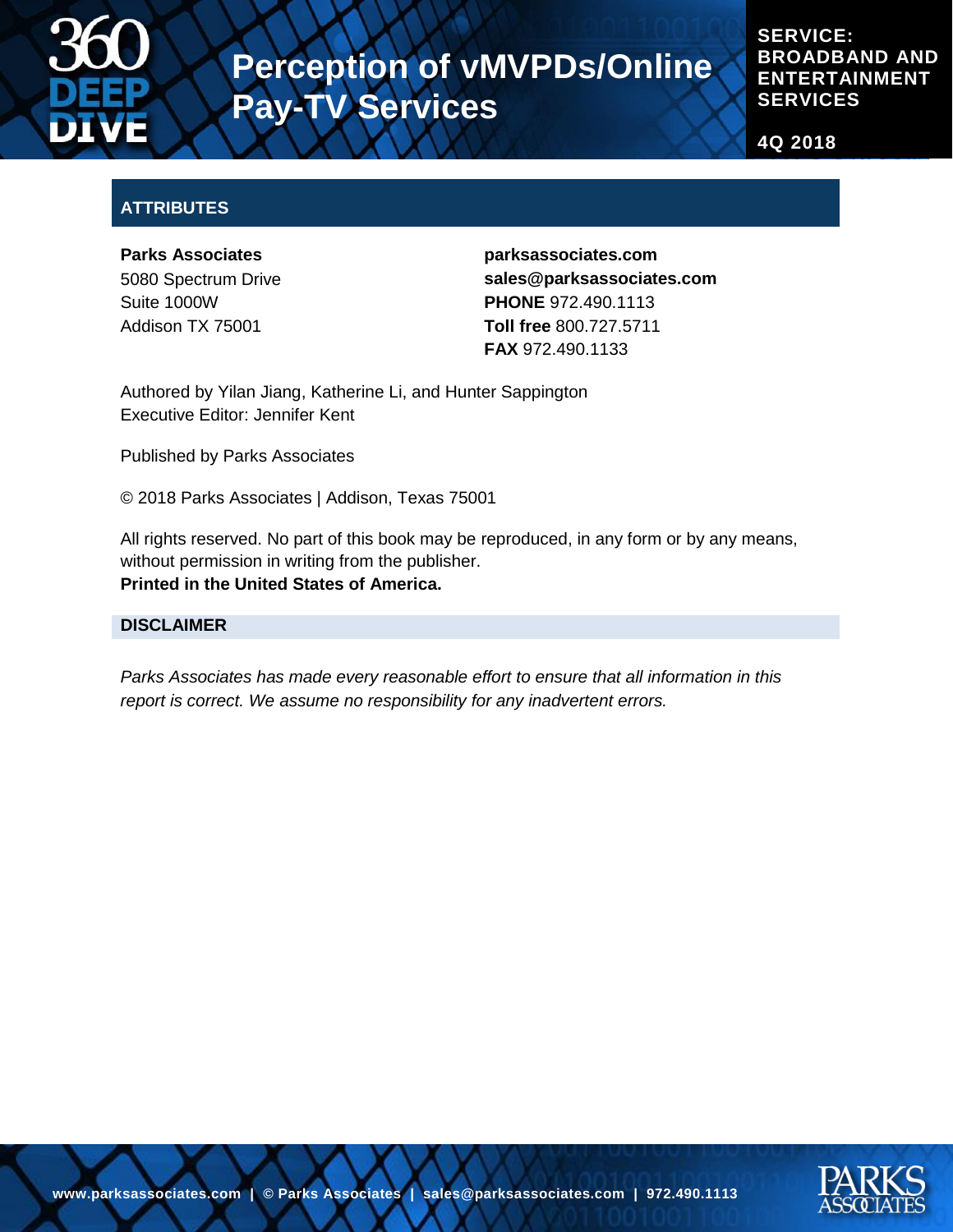# Perception of vMVPDs/Online Pay-TV Services

**SERVICE: BROADBAND AND ENTERTAINMENT SERVICES**

**4Q 2018**

## ATTRIBUTES

**Parks Associates**
5080 Spectrum Drive
Suite 1000W
Addison TX 75001

**parksassociates.com**
**sales@parksassociates.com**
**PHONE** 972.490.1113
**Toll free** 800.727.5711
**FAX** 972.490.1133

Authored by Yilan Jiang, Katherine Li, and Hunter Sappington
Executive Editor: Jennifer Kent

Published by Parks Associates

© 2018 Parks Associates | Addison, Texas 75001

All rights reserved. No part of this book may be reproduced, in any form or by any means, without permission in writing from the publisher.
**Printed in the United States of America.**

## DISCLAIMER

*Parks Associates has made every reasonable effort to ensure that all information in this report is correct. We assume no responsibility for any inadvertent errors.*